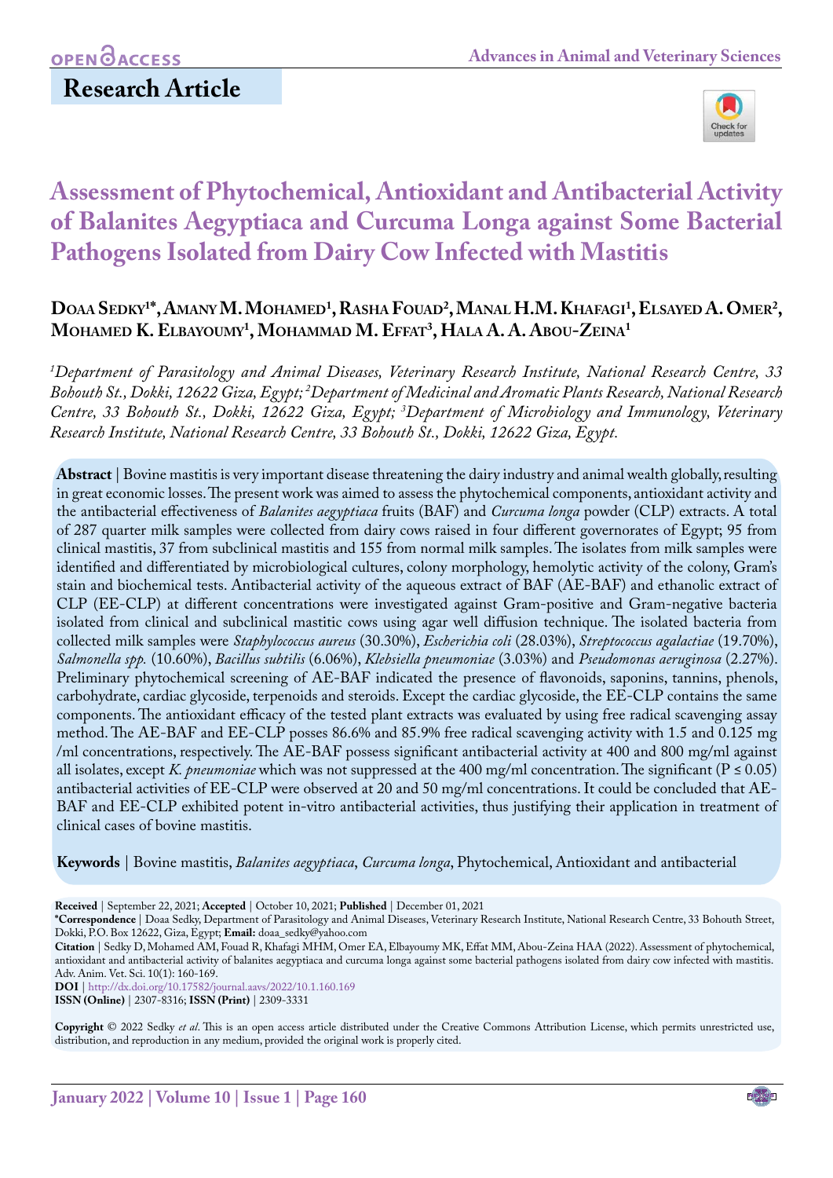OPEN ACCESS

Research Article

# Assessment of Phytochemical, Antioxidant and Antibacterial Activity of Balanites Aegyptiaca and Curcuma Longa against Some Bacterial Pathogens Isolated from Dairy Cow Infected with Mastitis

**Doaa Sedky[1]*, Amany M. Mohamed[1], Rasha Fouad[2], Manal H.M. Khafagi[1], Elsayed A. Omer[2], Mohamed K. Elbayoumy[1], Mohammad M. Effat[3], Hala A. A. Abou-Zeina[1]**

*[1]Department of Parasitology and Animal Diseases, Veterinary Research Institute, National Research Centre, 33 Bohouth St., Dokki, 12622 Giza, Egypt; [2]Department of Medicinal and Aromatic Plants Research, National Research Centre, 33 Bohouth St., Dokki, 12622 Giza, Egypt; [3]Department of Microbiology and Immunology, Veterinary Research Institute, National Research Centre, 33 Bohouth St., Dokki, 12622 Giza, Egypt.*

**Abstract** | Bovine mastitis is very important disease threatening the dairy industry and animal wealth globally, resulting in great economic losses. The present work was aimed to assess the phytochemical components, antioxidant activity and the antibacterial effectiveness of *Balanites aegyptiaca* fruits (BAF) and *Curcuma longa* powder (CLP) extracts. A total of 287 quarter milk samples were collected from dairy cows raised in four different governorates of Egypt; 95 from clinical mastitis, 37 from subclinical mastitis and 155 from normal milk samples. The isolates from milk samples were identified and differentiated by microbiological cultures, colony morphology, hemolytic activity of the colony, Gram's stain and biochemical tests. Antibacterial activity of the aqueous extract of BAF (AE-BAF) and ethanolic extract of CLP (EE-CLP) at different concentrations were investigated against Gram-positive and Gram-negative bacteria isolated from clinical and subclinical mastitic cows using agar well diffusion technique. The isolated bacteria from collected milk samples were *Staphylococcus aureus* (30.30%), *Escherichia coli* (28.03%), *Streptococcus agalactiae* (19.70%), *Salmonella spp.* (10.60%), *Bacillus subtilis* (6.06%), *Klebsiella pneumoniae* (3.03%) and *Pseudomonas aeruginosa* (2.27%). Preliminary phytochemical screening of AE-BAF indicated the presence of flavonoids, saponins, tannins, phenols, carbohydrate, cardiac glycoside, terpenoids and steroids. Except the cardiac glycoside, the EE-CLP contains the same components. The antioxidant efficacy of the tested plant extracts was evaluated by using free radical scavenging assay method. The AE-BAF and EE-CLP posses 86.6% and 85.9% free radical scavenging activity with 1.5 and 0.125 mg /ml concentrations, respectively. The AE-BAF possess significant antibacterial activity at 400 and 800 mg/ml against all isolates, except *K. pneumoniae* which was not suppressed at the 400 mg/ml concentration. The significant ($P \leq 0.05$) antibacterial activities of EE-CLP were observed at 20 and 50 mg/ml concentrations. It could be concluded that AE-BAF and EE-CLP exhibited potent in-vitro antibacterial activities, thus justifying their application in treatment of clinical cases of bovine mastitis.

**Keywords** | Bovine mastitis, *Balanites aegyptiaca*, *Curcuma longa*, Phytochemical, Antioxidant and antibacterial

**Received** | September 22, 2021; **Accepted** | October 10, 2021; **Published** | December 01, 2021

***Correspondence** | Doaa Sedky, Department of Parasitology and Animal Diseases, Veterinary Research Institute, National Research Centre, 33 Bohouth Street, Dokki, P.O. Box 12622, Giza, Egypt; **Email:** doaa_sedky@yahoo.com

**Citation** | Sedky D, Mohamed AM, Fouad R, Khafagi MHM, Omer EA, Elbayoumy MK, Effat MM, Abou-Zeina HAA (2022). Assessment of phytochemical, antioxidant and antibacterial activity of balanites aegyptiaca and curcuma longa against some bacterial pathogens isolated from dairy cow infected with mastitis. Adv. Anim. Vet. Sci. 10(1): 160-169.

**DOI** | http://dx.doi.org/10.17582/journal.aavs/2022/10.1.160.169

**ISSN (Online)** | 2307-8316; **ISSN (Print)** | 2309-3331

**Copyright** © 2022 Sedky *et al*. This is an open access article distributed under the Creative Commons Attribution License, which permits unrestricted use, distribution, and reproduction in any medium, provided the original work is properly cited.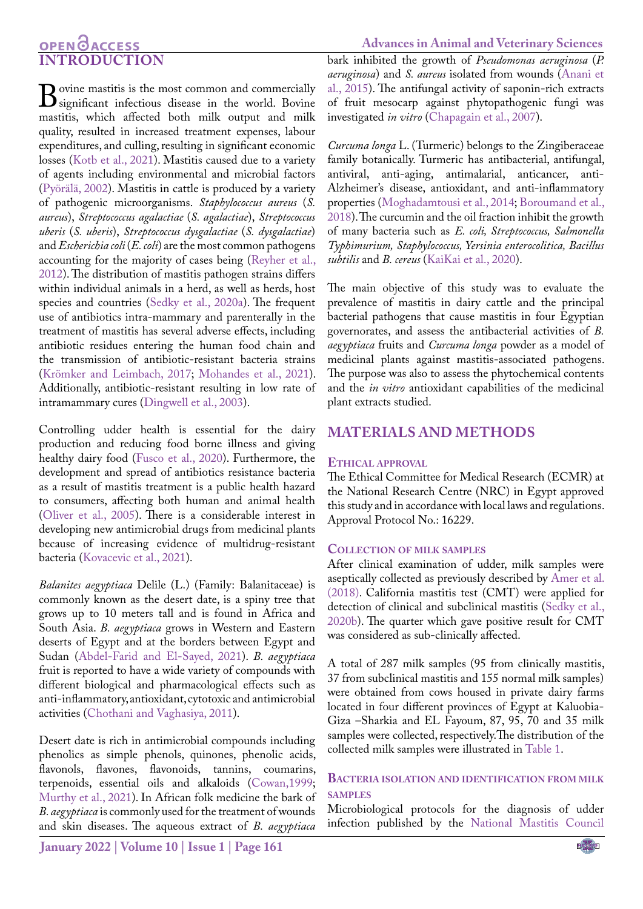## INTRODUCTION

Bovine mastitis is the most common and commercially significant infectious disease in the world. Bovine mastitis, which affected both milk output and milk quality, resulted in increased treatment expenses, labour expenditures, and culling, resulting in significant economic losses (Kotb et al., 2021). Mastitis caused due to a variety of agents including environmental and microbial factors (Pyörälä, 2002). Mastitis in cattle is produced by a variety of pathogenic microorganisms. *Staphylococcus aureus* (*S. aureus*), *Streptococcus agalactiae* (*S. agalactiae*), *Streptococcus uberis* (*S. uberis*), *Streptococcus dysgalactiae* (*S. dysgalactiae*) and *Escherichia coli* (*E. coli*) are the most common pathogens accounting for the majority of cases being (Reyher et al., 2012). The distribution of mastitis pathogen strains differs within individual animals in a herd, as well as herds, host species and countries (Sedky et al., 2020a). The frequent use of antibiotics intra-mammary and parenterally in the treatment of mastitis has several adverse effects, including antibiotic residues entering the human food chain and the transmission of antibiotic-resistant bacteria strains (Krömker and Leimbach, 2017; Mohandes et al., 2021). Additionally, antibiotic-resistant resulting in low rate of intramammary cures (Dingwell et al., 2003).

Controlling udder health is essential for the dairy production and reducing food borne illness and giving healthy dairy food (Fusco et al., 2020). Furthermore, the development and spread of antibiotics resistance bacteria as a result of mastitis treatment is a public health hazard to consumers, affecting both human and animal health (Oliver et al., 2005). There is a considerable interest in developing new antimicrobial drugs from medicinal plants because of increasing evidence of multidrug-resistant bacteria (Kovacevic et al., 2021).

*Balanites aegyptiaca* Delile (L.) (Family: Balanitaceae) is commonly known as the desert date, is a spiny tree that grows up to 10 meters tall and is found in Africa and South Asia. *B. aegyptiaca* grows in Western and Eastern deserts of Egypt and at the borders between Egypt and Sudan (Abdel-Farid and El-Sayed, 2021). *B. aegyptiaca* fruit is reported to have a wide variety of compounds with different biological and pharmacological effects such as anti-inflammatory, antioxidant, cytotoxic and antimicrobial activities (Chothani and Vaghasiya, 2011).

Desert date is rich in antimicrobial compounds including phenolics as simple phenols, quinones, phenolic acids, flavonols, flavones, flavonoids, tannins, coumarins, terpenoids, essential oils and alkaloids (Cowan,1999; Murthy et al., 2021). In African folk medicine the bark of *B. aegyptiaca* is commonly used for the treatment of wounds and skin diseases. The aqueous extract of *B. aegyptiaca* bark inhibited the growth of *Pseudomonas aeruginosa* (*P. aeruginosa*) and *S. aureus* isolated from wounds (Anani et al., 2015). The antifungal activity of saponin-rich extracts of fruit mesocarp against phytopathogenic fungi was investigated *in vitro* (Chapagain et al., 2007).

*Curcuma longa* L. (Turmeric) belongs to the Zingiberaceae family botanically. Turmeric has antibacterial, antifungal, antiviral, anti-aging, antimalarial, anticancer, anti-Alzheimer's disease, antioxidant, and anti-inflammatory properties (Moghadamtousi et al., 2014; Boroumand et al., 2018). The curcumin and the oil fraction inhibit the growth of many bacteria such as *E. coli, Streptococcus, Salmonella Typhimurium, Staphylococcus, Yersinia enterocolitica, Bacillus subtilis* and *B. cereus* (KaiKai et al., 2020).

The main objective of this study was to evaluate the prevalence of mastitis in dairy cattle and the principal bacterial pathogens that cause mastitis in four Egyptian governorates, and assess the antibacterial activities of *B. aegyptiaca* fruits and *Curcuma longa* powder as a model of medicinal plants against mastitis-associated pathogens. The purpose was also to assess the phytochemical contents and the *in vitro* antioxidant capabilities of the medicinal plant extracts studied.

## MATERIALS AND METHODS

### Ethical approval

The Ethical Committee for Medical Research (ECMR) at the National Research Centre (NRC) in Egypt approved this study and in accordance with local laws and regulations. Approval Protocol No.: 16229.

### Collection of milk samples

After clinical examination of udder, milk samples were aseptically collected as previously described by Amer et al. (2018). California mastitis test (CMT) were applied for detection of clinical and subclinical mastitis (Sedky et al., 2020b). The quarter which gave positive result for CMT was considered as sub-clinically affected.

A total of 287 milk samples (95 from clinically mastitis, 37 from subclinical mastitis and 155 normal milk samples) were obtained from cows housed in private dairy farms located in four different provinces of Egypt at Kaluobia-Giza –Sharkia and EL Fayoum, 87, 95, 70 and 35 milk samples were collected, respectively. The distribution of the collected milk samples were illustrated in Table 1.

### Bacteria isolation and identification from milk samples

Microbiological protocols for the diagnosis of udder infection published by the National Mastitis Council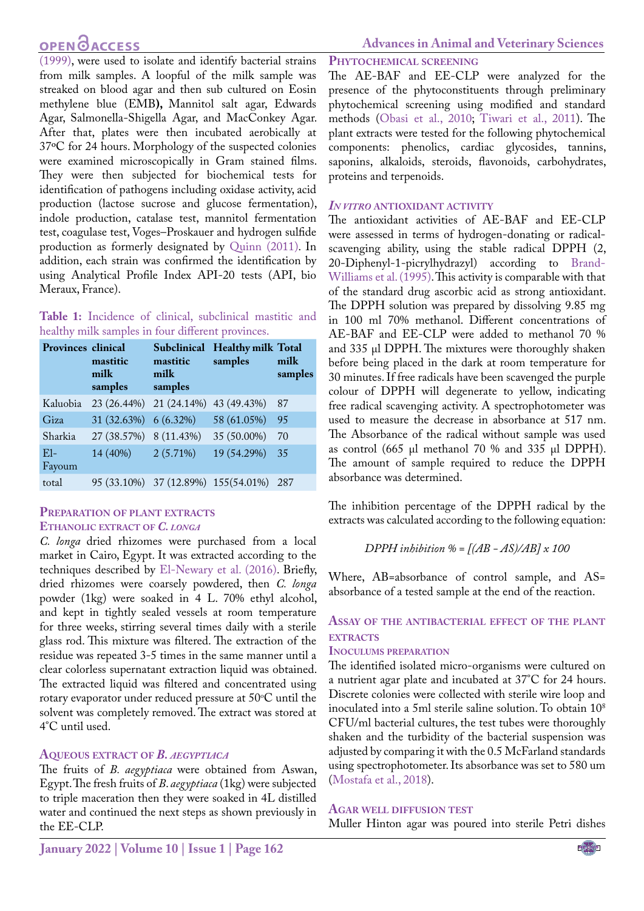(1999), were used to isolate and identify bacterial strains from milk samples. A loopful of the milk sample was streaked on blood agar and then sub cultured on Eosin methylene blue (EMB**),** Mannitol salt agar, Edwards Agar, Salmonella-Shigella Agar, and MacConkey Agar. After that, plates were then incubated aerobically at 37ºC for 24 hours. Morphology of the suspected colonies were examined microscopically in Gram stained films. They were then subjected for biochemical tests for identification of pathogens including oxidase activity, acid production (lactose sucrose and glucose fermentation), indole production, catalase test, mannitol fermentation test, coagulase test, Voges–Proskauer and hydrogen sulfide production as formerly designated by Quinn (2011). In addition, each strain was confirmed the identification by using Analytical Profile Index API-20 tests (API, bio Meraux, France).

**Table 1:** Incidence of clinical, subclinical mastitic and healthy milk samples in four different provinces.

| Provinces | clinical mastitic milk samples | Subclinical mastitic milk samples | Healthy milk samples | Total milk samples |
|---|---|---|---|---|
| Kaluobia | 23 (26.44%) | 21 (24.14%) | 43 (49.43%) | 87 |
| Giza | 31 (32.63%) | 6 (6.32%) | 58 (61.05%) | 95 |
| Sharkia | 27 (38.57%) | 8 (11.43%) | 35 (50.00%) | 70 |
| El-Fayoum | 14 (40%) | 2 (5.71%) | 19 (54.29%) | 35 |
| total | 95 (33.10%) | 37 (12.89%) | 155(54.01%) | 287 |

## Preparation of plant extracts

### Ethanolic extract of *C. longa*

*C. longa* dried rhizomes were purchased from a local market in Cairo, Egypt. It was extracted according to the techniques described by El-Newary et al. (2016). Briefly, dried rhizomes were coarsely powdered, then *C. longa* powder (1kg) were soaked in 4 L. 70% ethyl alcohol, and kept in tightly sealed vessels at room temperature for three weeks, stirring several times daily with a sterile glass rod. This mixture was filtered. The extraction of the residue was repeated 3-5 times in the same manner until a clear colorless supernatant extraction liquid was obtained. The extracted liquid was filtered and concentrated using rotary evaporator under reduced pressure at 50ºC until the solvent was completely removed. The extract was stored at 4˚C until used.

### Aqueous extract of *B. aegyptiaca*

The fruits of *B. aegyptiaca* were obtained from Aswan, Egypt. The fresh fruits of *B. aegyptiaca* (1kg) were subjected to triple maceration then they were soaked in 4L distilled water and continued the next steps as shown previously in the EE-CLP.

## Phytochemical screening

The AE-BAF and EE-CLP were analyzed for the presence of the phytoconstituents through preliminary phytochemical screening using modified and standard methods (Obasi et al., 2010; Tiwari et al., 2011). The plant extracts were tested for the following phytochemical components: phenolics, cardiac glycosides, tannins, saponins, alkaloids, steroids, flavonoids, carbohydrates, proteins and terpenoids.

## *In vitro* antioxidant activity

The antioxidant activities of AE-BAF and EE-CLP were assessed in terms of hydrogen-donating or radical-scavenging ability, using the stable radical DPPH (2, 20-Diphenyl-1-picrylhydrazyl) according to Brand-Williams et al. (1995). This activity is comparable with that of the standard drug ascorbic acid as strong antioxidant. The DPPH solution was prepared by dissolving 9.85 mg in 100 ml 70% methanol. Different concentrations of AE-BAF and EE-CLP were added to methanol 70 % and 335 µl DPPH. The mixtures were thoroughly shaken before being placed in the dark at room temperature for 30 minutes. If free radicals have been scavenged the purple colour of DPPH will degenerate to yellow, indicating free radical scavenging activity. A spectrophotometer was used to measure the decrease in absorbance at 517 nm. The Absorbance of the radical without sample was used as control (665 µl methanol 70 % and 335 µl DPPH). The amount of sample required to reduce the DPPH absorbance was determined.

The inhibition percentage of the DPPH radical by the extracts was calculated according to the following equation:

$$DPPH\ inhibition\ \% = [(AB - AS)/AB] \times 100$$

Where, AB=absorbance of control sample, and AS= absorbance of a tested sample at the end of the reaction.

## Assay of the antibacterial effect of the plant extracts

### Inoculums preparation

The identified isolated micro-organisms were cultured on a nutrient agar plate and incubated at 37˚C for 24 hours. Discrete colonies were collected with sterile wire loop and inoculated into a 5ml sterile saline solution. To obtain $10^8$ CFU/ml bacterial cultures, the test tubes were thoroughly shaken and the turbidity of the bacterial suspension was adjusted by comparing it with the 0.5 McFarland standards using spectrophotometer. Its absorbance was set to 580 um (Mostafa et al., 2018).

### Agar well diffusion test

Muller Hinton agar was poured into sterile Petri dishes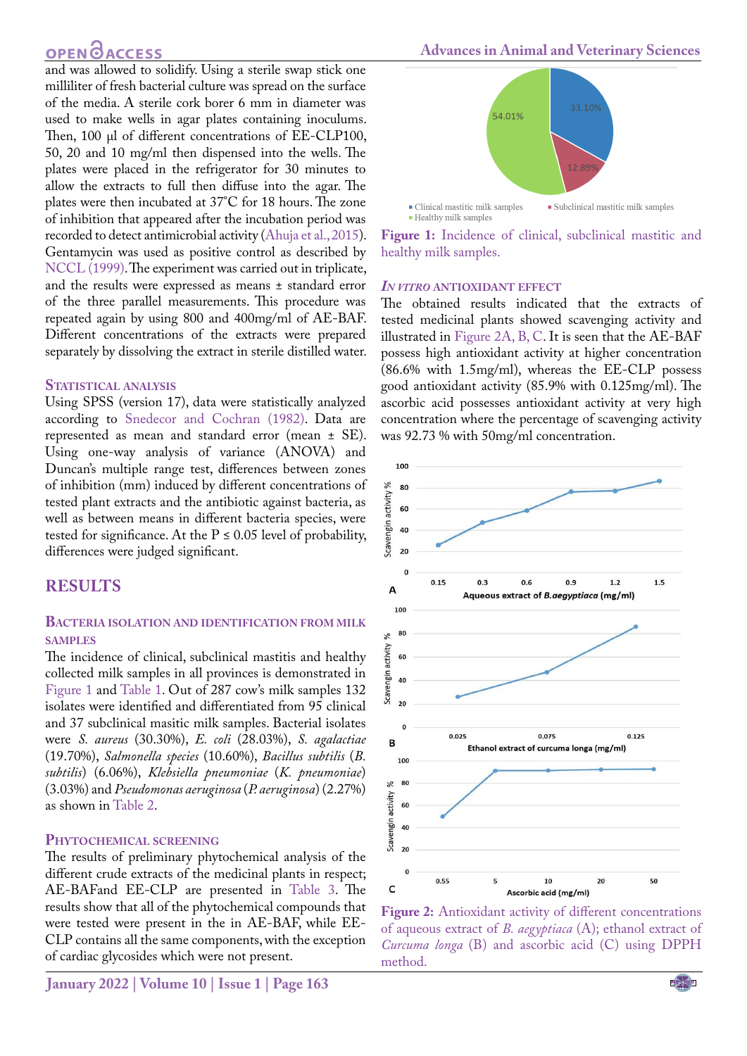and was allowed to solidify. Using a sterile swap stick one milliliter of fresh bacterial culture was spread on the surface of the media. A sterile cork borer 6 mm in diameter was used to make wells in agar plates containing inoculums. Then, 100 µl of different concentrations of EE-CLP100, 50, 20 and 10 mg/ml then dispensed into the wells. The plates were placed in the refrigerator for 30 minutes to allow the extracts to full then diffuse into the agar. The plates were then incubated at 37°C for 18 hours. The zone of inhibition that appeared after the incubation period was recorded to detect antimicrobial activity (Ahuja et al., 2015). Gentamycin was used as positive control as described by NCCL (1999). The experiment was carried out in triplicate, and the results were expressed as means ± standard error of the three parallel measurements. This procedure was repeated again by using 800 and 400mg/ml of AE-BAF. Different concentrations of the extracts were prepared separately by dissolving the extract in sterile distilled water.

### Statistical analysis

Using SPSS (version 17), data were statistically analyzed according to Snedecor and Cochran (1982). Data are represented as mean and standard error (mean ± SE). Using one-way analysis of variance (ANOVA) and Duncan's multiple range test, differences between zones of inhibition (mm) induced by different concentrations of tested plant extracts and the antibiotic against bacteria, as well as between means in different bacteria species, were tested for significance. At the $P \leq 0.05$ level of probability, differences were judged significant.

## RESULTS

### Bacteria isolation and identification from milk samples

The incidence of clinical, subclinical mastitis and healthy collected milk samples in all provinces is demonstrated in Figure 1 and Table 1. Out of 287 cow's milk samples 132 isolates were identified and differentiated from 95 clinical and 37 subclinical masitic milk samples. Bacterial isolates were *S. aureus* (30.30%), *E. coli* (28.03%), *S. agalactiae* (19.70%), *Salmonella species* (10.60%), *Bacillus subtilis* (*B. subtilis*) (6.06%), *Klebsiella pneumoniae* (*K. pneumoniae*) (3.03%) and *Pseudomonas aeruginosa* (*P. aeruginosa*) (2.27%) as shown in Table 2.

### Phytochemical screening

The results of preliminary phytochemical analysis of the different crude extracts of the medicinal plants in respect; AE-BAFand EE-CLP are presented in Table 3. The results show that all of the phytochemical compounds that were tested were present in the in AE-BAF, while EE-CLP contains all the same components, with the exception of cardiac glycosides which were not present.

33.10%
12.89%
54.01%

■ Clinical mastitic milk samples ■ Subclinical mastitic milk samples
■ Healthy milk samples

**Figure 1:** Incidence of clinical, subclinical mastitic and healthy milk samples.

### *In vitro* antioxidant effect

The obtained results indicated that the extracts of tested medicinal plants showed scavenging activity and illustrated in Figure 2A, B, C. It is seen that the AE-BAF possess high antioxidant activity at higher concentration (86.6% with 1.5mg/ml), whereas the EE-CLP possess good antioxidant activity (85.9% with 0.125mg/ml). The ascorbic acid possesses antioxidant activity at very high concentration where the percentage of scavenging activity was 92.73 % with 50mg/ml concentration.

**Figure 2:** Antioxidant activity of different concentrations of aqueous extract of *B. aegyptiaca* (A); ethanol extract of *Curcuma longa* (B) and ascorbic acid (C) using DPPH method.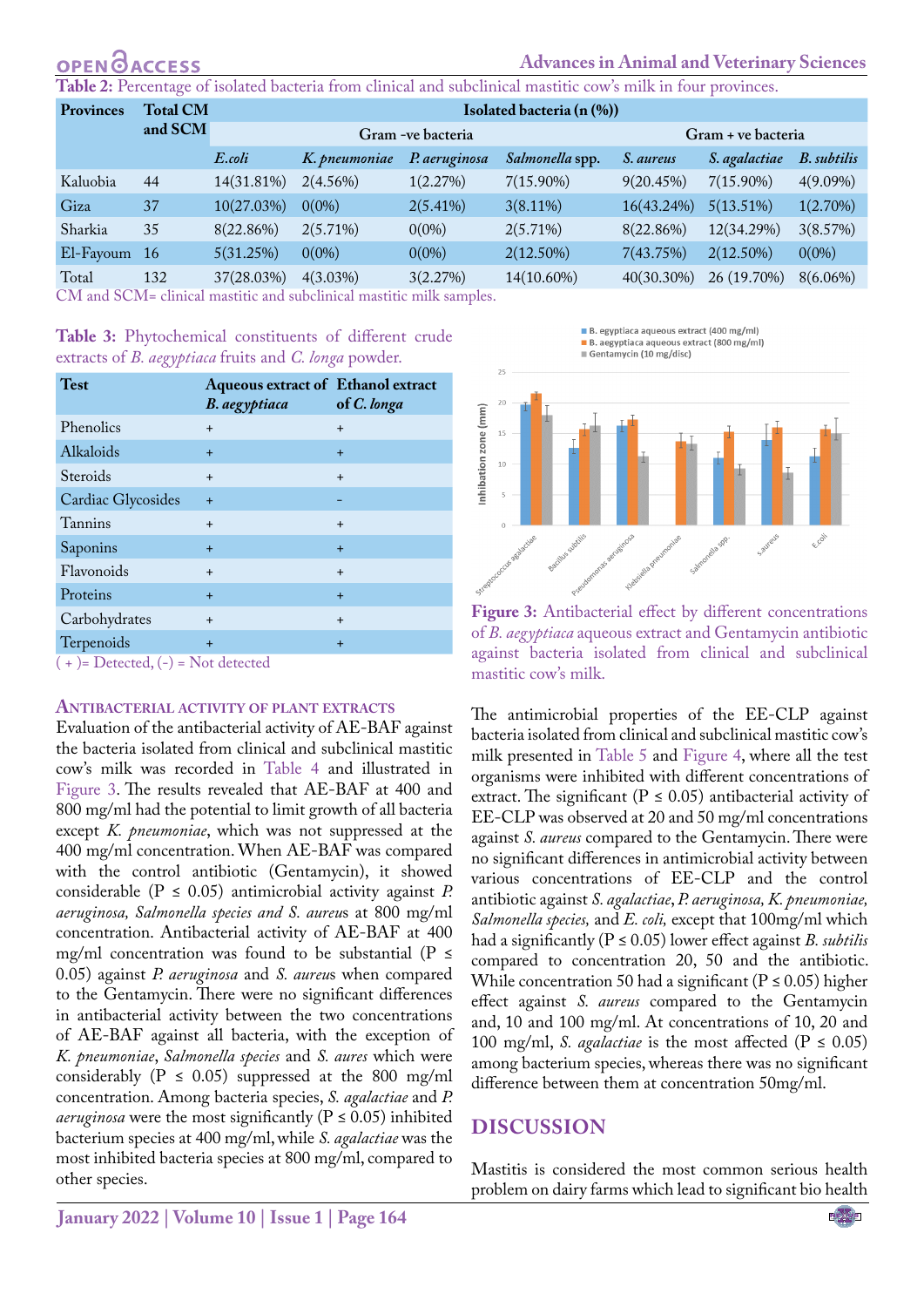**Table 2:** Percentage of isolated bacteria from clinical and subclinical mastitic cow's milk in four provinces.

| Provinces | Total CM and SCM | Isolated bacteria (n (%)) | | | | | | |
|---|---|---|---|---|---|---|---|---|
| | | Gram -ve bacteria | | | | Gram + ve bacteria | | |
| | | *E.coli* | *K. pneumoniae* | *P. aeruginosa* | *Salmonella* spp. | *S. aureus* | *S. agalactiae* | *B. subtilis* |
| Kaluobia | 44 | 14(31.81%) | 2(4.56%) | 1(2.27%) | 7(15.90%) | 9(20.45%) | 7(15.90%) | 4(9.09%) |
| Giza | 37 | 10(27.03%) | 0(0%) | 2(5.41%) | 3(8.11%) | 16(43.24%) | 5(13.51%) | 1(2.70%) |
| Sharkia | 35 | 8(22.86%) | 2(5.71%) | 0(0%) | 2(5.71%) | 8(22.86%) | 12(34.29%) | 3(8.57%) |
| El-Fayoum | 16 | 5(31.25%) | 0(0%) | 0(0%) | 2(12.50%) | 7(43.75%) | 2(12.50%) | 0(0%) |
| Total | 132 | 37(28.03%) | 4(3.03%) | 3(2.27%) | 14(10.60%) | 40(30.30%) | 26 (19.70%) | 8(6.06%) |

CM and SCM= clinical mastitic and subclinical mastitic milk samples.

**Table 3:** Phytochemical constituents of different crude extracts of *B. aegyptiaca* fruits and *C. longa* powder.

| Test | Aqueous extract of *B. aegyptiaca* | Ethanol extract of *C. longa* |
|---|---|---|
| Phenolics | + | + |
| Alkaloids | + | + |
| Steroids | + | + |
| Cardiac Glycosides | + | - |
| Tannins | + | + |
| Saponins | + | + |
| Flavonoids | + | + |
| Proteins | + | + |
| Carbohydrates | + | + |
| Terpenoids | + | + |

( + )= Detected, (-) = Not detected

### Antibacterial activity of plant extracts

Evaluation of the antibacterial activity of AE-BAF against the bacteria isolated from clinical and subclinical mastitic cow's milk was recorded in Table 4 and illustrated in Figure 3. The results revealed that AE-BAF at 400 and 800 mg/ml had the potential to limit growth of all bacteria except *K. pneumoniae*, which was not suppressed at the 400 mg/ml concentration. When AE-BAF was compared with the control antibiotic (Gentamycin), it showed considerable ($P \leq 0.05$) antimicrobial activity against *P. aeruginosa, Salmonella species and S. aureus* at 800 mg/ml concentration. Antibacterial activity of AE-BAF at 400 mg/ml concentration was found to be substantial ($P \leq 0.05$) against *P. aeruginosa* and *S. aureus* when compared to the Gentamycin. There were no significant differences in antibacterial activity between the two concentrations of AE-BAF against all bacteria, with the exception of *K. pneumoniae*, *Salmonella species* and *S. aures* which were considerably ($P \leq 0.05$) suppressed at the 800 mg/ml concentration. Among bacteria species, *S. agalactiae* and *P. aeruginosa* were the most significantly ($P \leq 0.05$) inhibited bacterium species at 400 mg/ml, while *S. agalactiae* was the most inhibited bacteria species at 800 mg/ml, compared to other species.

**Figure 3:** Antibacterial effect by different concentrations of *B. aegyptiaca* aqueous extract and Gentamycin antibiotic against bacteria isolated from clinical and subclinical mastitic cow's milk.

The antimicrobial properties of the EE-CLP against bacteria isolated from clinical and subclinical mastitic cow's milk presented in Table 5 and Figure 4, where all the test organisms were inhibited with different concentrations of extract. The significant ($P \leq 0.05$) antibacterial activity of EE-CLP was observed at 20 and 50 mg/ml concentrations against *S. aureus* compared to the Gentamycin. There were no significant differences in antimicrobial activity between various concentrations of EE-CLP and the control antibiotic against *S. agalactiae*, *P. aeruginosa, K. pneumoniae, Salmonella species,* and *E. coli,* except that 100mg/ml which had a significantly ($P \leq 0.05$) lower effect against *B. subtilis* compared to concentration 20, 50 and the antibiotic. While concentration 50 had a significant ($P \leq 0.05$) higher effect against *S. aureus* compared to the Gentamycin and, 10 and 100 mg/ml. At concentrations of 10, 20 and 100 mg/ml, *S. agalactiae* is the most affected ($P \leq 0.05$) among bacterium species, whereas there was no significant difference between them at concentration 50mg/ml.

## DISCUSSION

Mastitis is considered the most common serious health problem on dairy farms which lead to significant bio health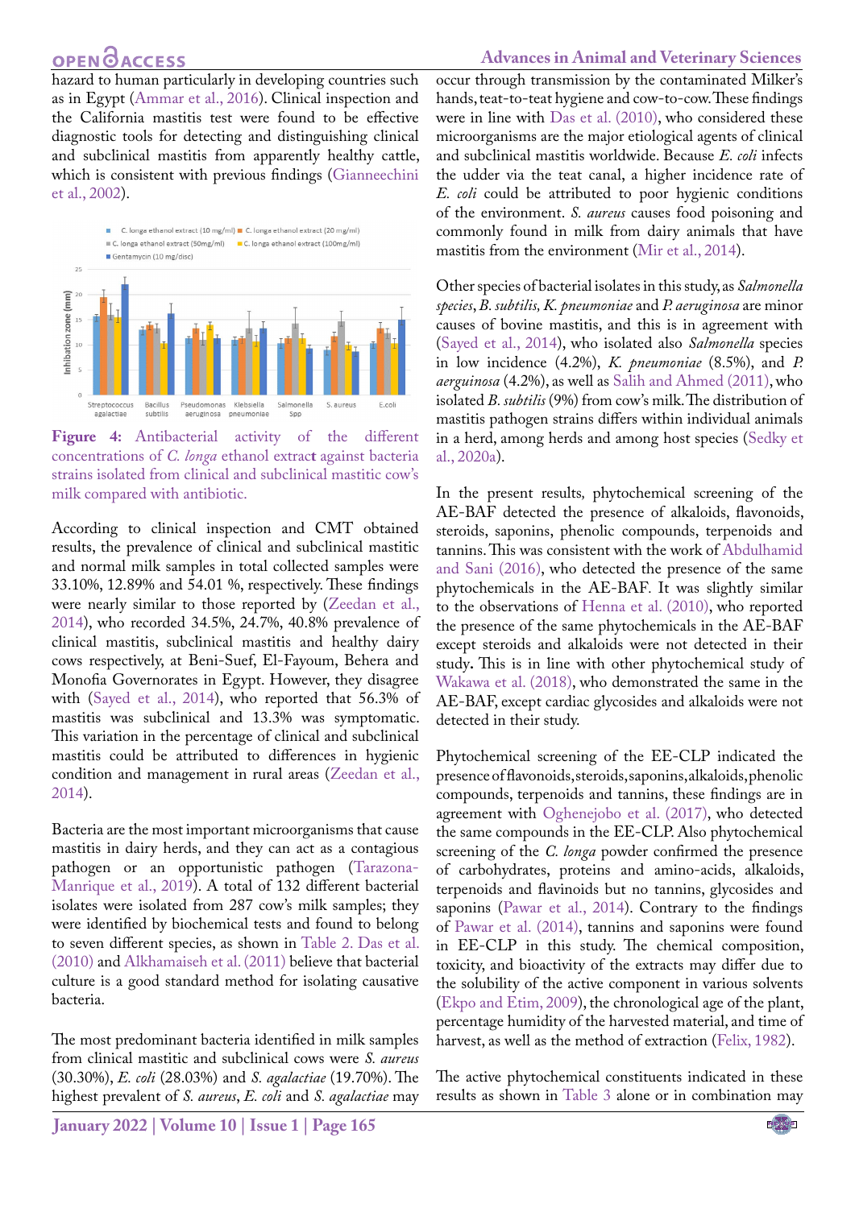hazard to human particularly in developing countries such as in Egypt (Ammar et al., 2016). Clinical inspection and the California mastitis test were found to be effective diagnostic tools for detecting and distinguishing clinical and subclinical mastitis from apparently healthy cattle, which is consistent with previous findings (Gianneechini et al., 2002).

**Figure 4:** Antibacterial activity of the different concentrations of *C. longa* ethanol extract against bacteria strains isolated from clinical and subclinical mastitic cow's milk compared with antibiotic.

According to clinical inspection and CMT obtained results, the prevalence of clinical and subclinical mastitic and normal milk samples in total collected samples were 33.10%, 12.89% and 54.01 %, respectively. These findings were nearly similar to those reported by (Zeedan et al., 2014), who recorded 34.5%, 24.7%, 40.8% prevalence of clinical mastitis, subclinical mastitis and healthy dairy cows respectively, at Beni-Suef, El-Fayoum, Behera and Monofia Governorates in Egypt. However, they disagree with (Sayed et al., 2014), who reported that 56.3% of mastitis was subclinical and 13.3% was symptomatic. This variation in the percentage of clinical and subclinical mastitis could be attributed to differences in hygienic condition and management in rural areas (Zeedan et al., 2014).

Bacteria are the most important microorganisms that cause mastitis in dairy herds, and they can act as a contagious pathogen or an opportunistic pathogen (Tarazona-Manrique et al., 2019). A total of 132 different bacterial isolates were isolated from 287 cow's milk samples; they were identified by biochemical tests and found to belong to seven different species, as shown in Table 2. Das et al. (2010) and Alkhamaiseh et al. (2011) believe that bacterial culture is a good standard method for isolating causative bacteria.

The most predominant bacteria identified in milk samples from clinical mastitic and subclinical cows were *S. aureus* (30.30%), *E. coli* (28.03%) and *S. agalactiae* (19.70%). The highest prevalent of *S. aureus*, *E. coli* and *S. agalactiae* may occur through transmission by the contaminated Milker's hands, teat-to-teat hygiene and cow-to-cow. These findings were in line with Das et al. (2010), who considered these microorganisms are the major etiological agents of clinical and subclinical mastitis worldwide. Because *E. coli* infects the udder via the teat canal, a higher incidence rate of *E. coli* could be attributed to poor hygienic conditions of the environment. *S. aureus* causes food poisoning and commonly found in milk from dairy animals that have mastitis from the environment (Mir et al., 2014).

Other species of bacterial isolates in this study, as *Salmonella species*, *B. subtilis, K. pneumoniae* and *P. aeruginosa* are minor causes of bovine mastitis, and this is in agreement with (Sayed et al., 2014), who isolated also *Salmonella* species in low incidence (4.2%), *K. pneumoniae* (8.5%), and *P. aerguinosa* (4.2%), as well as Salih and Ahmed (2011), who isolated *B. subtilis* (9%) from cow's milk. The distribution of mastitis pathogen strains differs within individual animals in a herd, among herds and among host species (Sedky et al., 2020a).

In the present results, phytochemical screening of the AE-BAF detected the presence of alkaloids, flavonoids, steroids, saponins, phenolic compounds, terpenoids and tannins. This was consistent with the work of Abdulhamid and Sani (2016), who detected the presence of the same phytochemicals in the AE-BAF. It was slightly similar to the observations of Henna et al. (2010), who reported the presence of the same phytochemicals in the AE-BAF except steroids and alkaloids were not detected in their study. This is in line with other phytochemical study of Wakawa et al. (2018), who demonstrated the same in the AE-BAF, except cardiac glycosides and alkaloids were not detected in their study.

Phytochemical screening of the EE-CLP indicated the presence of flavonoids, steroids, saponins, alkaloids, phenolic compounds, terpenoids and tannins, these findings are in agreement with Oghenejobo et al. (2017), who detected the same compounds in the EE-CLP. Also phytochemical screening of the *C. longa* powder confirmed the presence of carbohydrates, proteins and amino-acids, alkaloids, terpenoids and flavinoids but no tannins, glycosides and saponins (Pawar et al., 2014). Contrary to the findings of Pawar et al. (2014), tannins and saponins were found in EE-CLP in this study. The chemical composition, toxicity, and bioactivity of the extracts may differ due to the solubility of the active component in various solvents (Ekpo and Etim, 2009), the chronological age of the plant, percentage humidity of the harvested material, and time of harvest, as well as the method of extraction (Felix, 1982).

The active phytochemical constituents indicated in these results as shown in Table 3 alone or in combination may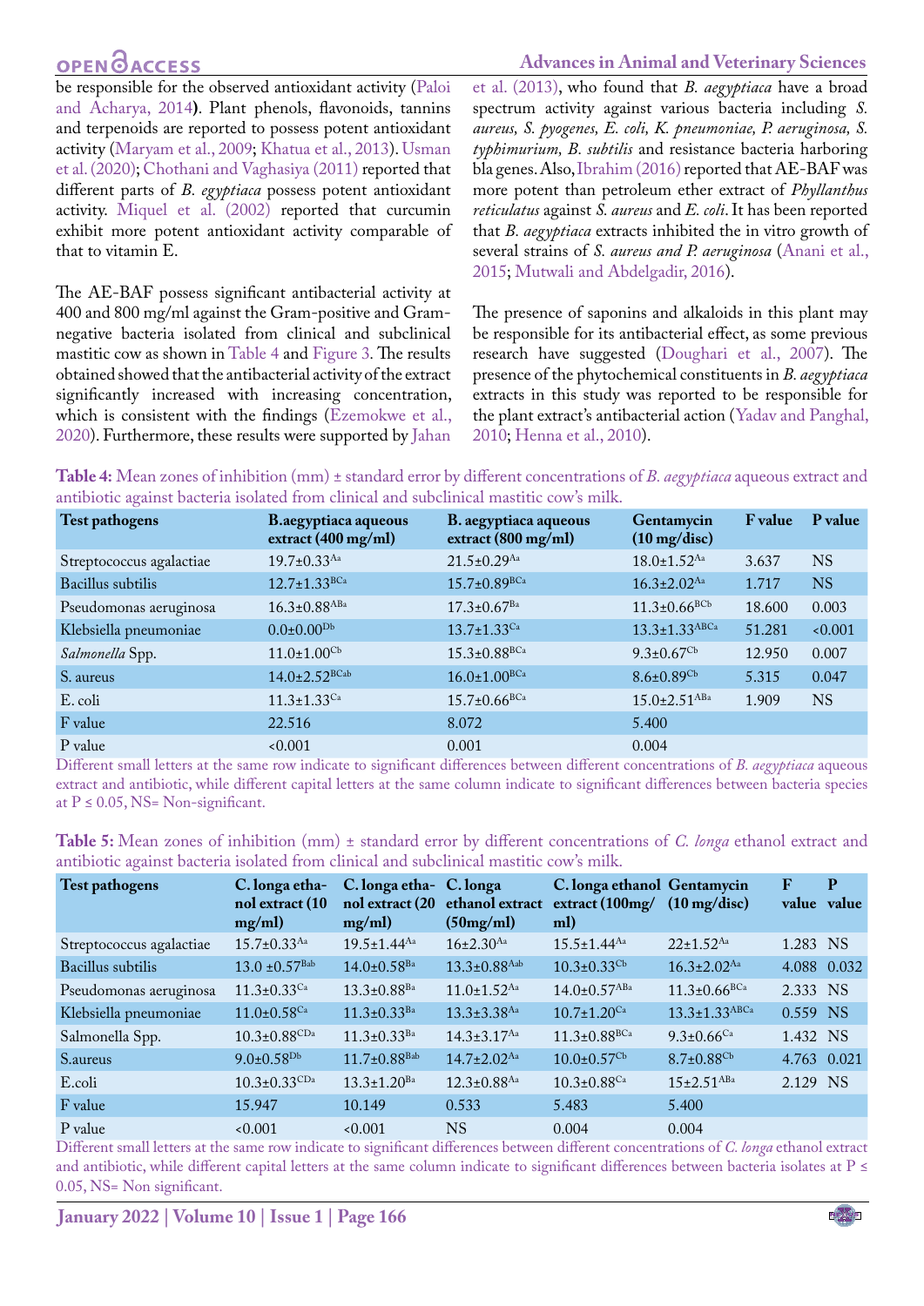be responsible for the observed antioxidant activity (Paloi and Acharya, 2014**)**. Plant phenols, flavonoids, tannins and terpenoids are reported to possess potent antioxidant activity (Maryam et al., 2009; Khatua et al., 2013). Usman et al. (2020); Chothani and Vaghasiya (2011) reported that different parts of *B. egyptiaca* possess potent antioxidant activity. Miquel et al. (2002) reported that curcumin exhibit more potent antioxidant activity comparable of that to vitamin E.

The AE-BAF possess significant antibacterial activity at 400 and 800 mg/ml against the Gram-positive and Gram-negative bacteria isolated from clinical and subclinical mastitic cow as shown in Table 4 and Figure 3. The results obtained showed that the antibacterial activity of the extract significantly increased with increasing concentration, which is consistent with the findings (Ezemokwe et al., 2020). Furthermore, these results were supported by Jahan et al. (2013), who found that *B. aegyptiaca* have a broad spectrum activity against various bacteria including *S. aureus, S. pyogenes, E. coli, K. pneumoniae, P. aeruginosa, S. typhimurium, B. subtilis* and resistance bacteria harboring bla genes. Also, Ibrahim (2016) reported that AE-BAF was more potent than petroleum ether extract of *Phyllanthus reticulatus* against *S. aureus* and *E. coli*. It has been reported that *B. aegyptiaca* extracts inhibited the in vitro growth of several strains of *S. aureus and P. aeruginosa* (Anani et al., 2015; Mutwali and Abdelgadir, 2016).

The presence of saponins and alkaloids in this plant may be responsible for its antibacterial effect, as some previous research have suggested (Doughari et al., 2007). The presence of the phytochemical constituents in *B. aegyptiaca* extracts in this study was reported to be responsible for the plant extract's antibacterial action (Yadav and Panghal, 2010; Henna et al., 2010).

**Table 4:** Mean zones of inhibition (mm) ± standard error by different concentrations of *B. aegyptiaca* aqueous extract and antibiotic against bacteria isolated from clinical and subclinical mastitic cow's milk.

| Test pathogens | B.aegyptiaca aqueous extract (400 mg/ml) | B. aegyptiaca aqueous extract (800 mg/ml) | Gentamycin (10 mg/disc) | F value | P value |
|---|---|---|---|---|---|
| Streptococcus agalactiae | $19.7±0.33^{Aa}$ | $21.5±0.29^{Aa}$ | $18.0±1.52^{Aa}$ | 3.637 | NS |
| Bacillus subtilis | $12.7±1.33^{BCa}$ | $15.7±0.89^{BCa}$ | $16.3±2.02^{Aa}$ | 1.717 | NS |
| Pseudomonas aeruginosa | $16.3±0.88^{ABa}$ | $17.3±0.67^{Ba}$ | $11.3±0.66^{BCb}$ | 18.600 | 0.003 |
| Klebsiella pneumoniae | $0.0±0.00^{Db}$ | $13.7±1.33^{Ca}$ | $13.3±1.33^{ABCa}$ | 51.281 | <0.001 |
| *Salmonella* Spp. | $11.0±1.00^{Cb}$ | $15.3±0.88^{BCa}$ | $9.3±0.67^{Cb}$ | 12.950 | 0.007 |
| S. aureus | $14.0±2.52^{BCab}$ | $16.0±1.00^{BCa}$ | $8.6±0.89^{Cb}$ | 5.315 | 0.047 |
| E. coli | $11.3±1.33^{Ca}$ | $15.7±0.66^{BCa}$ | $15.0±2.51^{ABa}$ | 1.909 | NS |
| F value | 22.516 | 8.072 | 5.400 | | |
| P value | <0.001 | 0.001 | 0.004 | | |

Different small letters at the same row indicate to significant differences between different concentrations of *B. aegyptiaca* aqueous extract and antibiotic, while different capital letters at the same column indicate to significant differences between bacteria species at P ≤ 0.05, NS= Non-significant.

**Table 5:** Mean zones of inhibition (mm) ± standard error by different concentrations of *C. longa* ethanol extract and antibiotic against bacteria isolated from clinical and subclinical mastitic cow's milk.

| Test pathogens | C. longa ethanol extract (10 mg/ml) | C. longa ethanol extract (20 mg/ml) | C. longa ethanol extract (50mg/ml) | C. longa ethanol extract (100mg/ml) | Gentamycin (10 mg/disc) | F value | P value |
|---|---|---|---|---|---|---|---|
| Streptococcus agalactiae | $15.7±0.33^{Aa}$ | $19.5±1.44^{Aa}$ | $16±2.30^{Aa}$ | $15.5±1.44^{Aa}$ | $22±1.52^{Aa}$ | 1.283 | NS |
| Bacillus subtilis | $13.0 ±0.57^{Bab}$ | $14.0±0.58^{Ba}$ | $13.3±0.88^{Aab}$ | $10.3±0.33^{Cb}$ | $16.3±2.02^{Aa}$ | 4.088 | 0.032 |
| Pseudomonas aeruginosa | $11.3±0.33^{Ca}$ | $13.3±0.88^{Ba}$ | $11.0±1.52^{Aa}$ | $14.0±0.57^{ABa}$ | $11.3±0.66^{BCa}$ | 2.333 | NS |
| Klebsiella pneumoniae | $11.0±0.58^{Ca}$ | $11.3±0.33^{Ba}$ | $13.3±3.38^{Aa}$ | $10.7±1.20^{Ca}$ | $13.3±1.33^{ABCa}$ | 0.559 | NS |
| Salmonella Spp. | $10.3±0.88^{CDa}$ | $11.3±0.33^{Ba}$ | $14.3±3.17^{Aa}$ | $11.3±0.88^{BCa}$ | $9.3±0.66^{Ca}$ | 1.432 | NS |
| S.aureus | $9.0±0.58^{Db}$ | $11.7±0.88^{Bab}$ | $14.7±2.02^{Aa}$ | $10.0±0.57^{Cb}$ | $8.7±0.88^{Cb}$ | 4.763 | 0.021 |
| E.coli | $10.3±0.33^{CDa}$ | $13.3±1.20^{Ba}$ | $12.3±0.88^{Aa}$ | $10.3±0.88^{Ca}$ | $15±2.51^{ABa}$ | 2.129 | NS |
| F value | 15.947 | 10.149 | 0.533 | 5.483 | 5.400 | | |
| P value | <0.001 | <0.001 | NS | 0.004 | 0.004 | | |

Different small letters at the same row indicate to significant differences between different concentrations of *C. longa* ethanol extract and antibiotic, while different capital letters at the same column indicate to significant differences between bacteria isolates at P ≤ 0.05, NS= Non significant.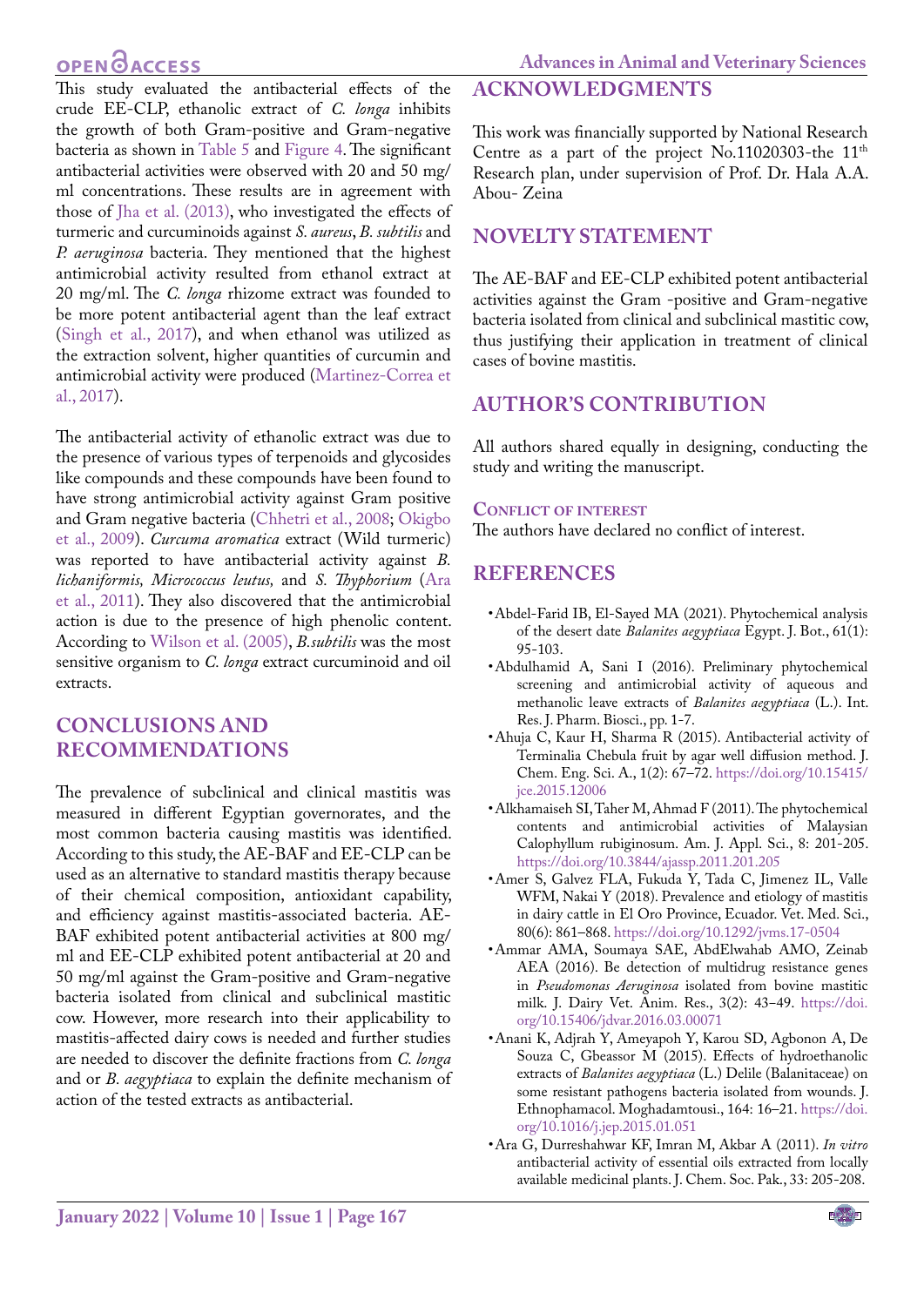This study evaluated the antibacterial effects of the crude EE-CLP, ethanolic extract of *C. longa* inhibits the growth of both Gram-positive and Gram-negative bacteria as shown in Table 5 and Figure 4. The significant antibacterial activities were observed with 20 and 50 mg/ml concentrations. These results are in agreement with those of Jha et al. (2013), who investigated the effects of turmeric and curcuminoids against *S. aureus*, *B. subtilis* and *P. aeruginosa* bacteria. They mentioned that the highest antimicrobial activity resulted from ethanol extract at 20 mg/ml. The *C. longa* rhizome extract was founded to be more potent antibacterial agent than the leaf extract (Singh et al., 2017), and when ethanol was utilized as the extraction solvent, higher quantities of curcumin and antimicrobial activity were produced (Martinez-Correa et al., 2017).

The antibacterial activity of ethanolic extract was due to the presence of various types of terpenoids and glycosides like compounds and these compounds have been found to have strong antimicrobial activity against Gram positive and Gram negative bacteria (Chhetri et al., 2008; Okigbo et al., 2009). *Curcuma aromatica* extract (Wild turmeric) was reported to have antibacterial activity against *B. lichaniformis, Micrococcus leutus,* and *S. Thyphorium* (Ara et al., 2011). They also discovered that the antimicrobial action is due to the presence of high phenolic content. According to Wilson et al. (2005), *B.subtilis* was the most sensitive organism to *C. longa* extract curcuminoid and oil extracts.

## CONCLUSIONS AND RECOMMENDATIONS

The prevalence of subclinical and clinical mastitis was measured in different Egyptian governorates, and the most common bacteria causing mastitis was identified. According to this study, the AE-BAF and EE-CLP can be used as an alternative to standard mastitis therapy because of their chemical composition, antioxidant capability, and efficiency against mastitis-associated bacteria. AE-BAF exhibited potent antibacterial activities at 800 mg/ml and EE-CLP exhibited potent antibacterial at 20 and 50 mg/ml against the Gram-positive and Gram-negative bacteria isolated from clinical and subclinical mastitic cow. However, more research into their applicability to mastitis-affected dairy cows is needed and further studies are needed to discover the definite fractions from *C. longa* and or *B. aegyptiaca* to explain the definite mechanism of action of the tested extracts as antibacterial.

## ACKNOWLEDGMENTS

This work was financially supported by National Research Centre as a part of the project No.11020303-the 11th Research plan, under supervision of Prof. Dr. Hala A.A. Abou- Zeina

## NOVELTY STATEMENT

The AE-BAF and EE-CLP exhibited potent antibacterial activities against the Gram -positive and Gram-negative bacteria isolated from clinical and subclinical mastitic cow, thus justifying their application in treatment of clinical cases of bovine mastitis.

## AUTHOR'S CONTRIBUTION

All authors shared equally in designing, conducting the study and writing the manuscript.

### Conflict of interest

The authors have declared no conflict of interest.

## REFERENCES

- Abdel-Farid IB, El-Sayed MA (2021). Phytochemical analysis of the desert date *Balanites aegyptiaca* Egypt. J. Bot., 61(1): 95-103.
- Abdulhamid A, Sani I (2016). Preliminary phytochemical screening and antimicrobial activity of aqueous and methanolic leave extracts of *Balanites aegyptiaca* (L.). Int. Res. J. Pharm. Biosci., pp. 1-7.
- Ahuja C, Kaur H, Sharma R (2015). Antibacterial activity of Terminalia Chebula fruit by agar well diffusion method. J. Chem. Eng. Sci. A., 1(2): 67–72. https://doi.org/10.15415/jce.2015.12006
- Alkhamaiseh SI, Taher M, Ahmad F (2011). The phytochemical contents and antimicrobial activities of Malaysian Calophyllum rubiginosum. Am. J. Appl. Sci., 8: 201-205. https://doi.org/10.3844/ajassp.2011.201.205
- Amer S, Galvez FLA, Fukuda Y, Tada C, Jimenez IL, Valle WFM, Nakai Y (2018). Prevalence and etiology of mastitis in dairy cattle in El Oro Province, Ecuador. Vet. Med. Sci., 80(6): 861–868. https://doi.org/10.1292/jvms.17-0504
- Ammar AMA, Soumaya SAE, AbdElwahab AMO, Zeinab AEA (2016). Be detection of multidrug resistance genes in *Pseudomonas Aeruginosa* isolated from bovine mastitic milk. J. Dairy Vet. Anim. Res., 3(2): 43–49. https://doi.org/10.15406/jdvar.2016.03.00071
- Anani K, Adjrah Y, Ameyapoh Y, Karou SD, Agbonon A, De Souza C, Gbeassor M (2015). Effects of hydroethanolic extracts of *Balanites aegyptiaca* (L.) Delile (Balanitaceae) on some resistant pathogens bacteria isolated from wounds. J. Ethnophamacol. Moghadamtousi., 164: 16–21. https://doi.org/10.1016/j.jep.2015.01.051
- Ara G, Durreshahwar KF, Imran M, Akbar A (2011). *In vitro* antibacterial activity of essential oils extracted from locally available medicinal plants. J. Chem. Soc. Pak., 33: 205-208.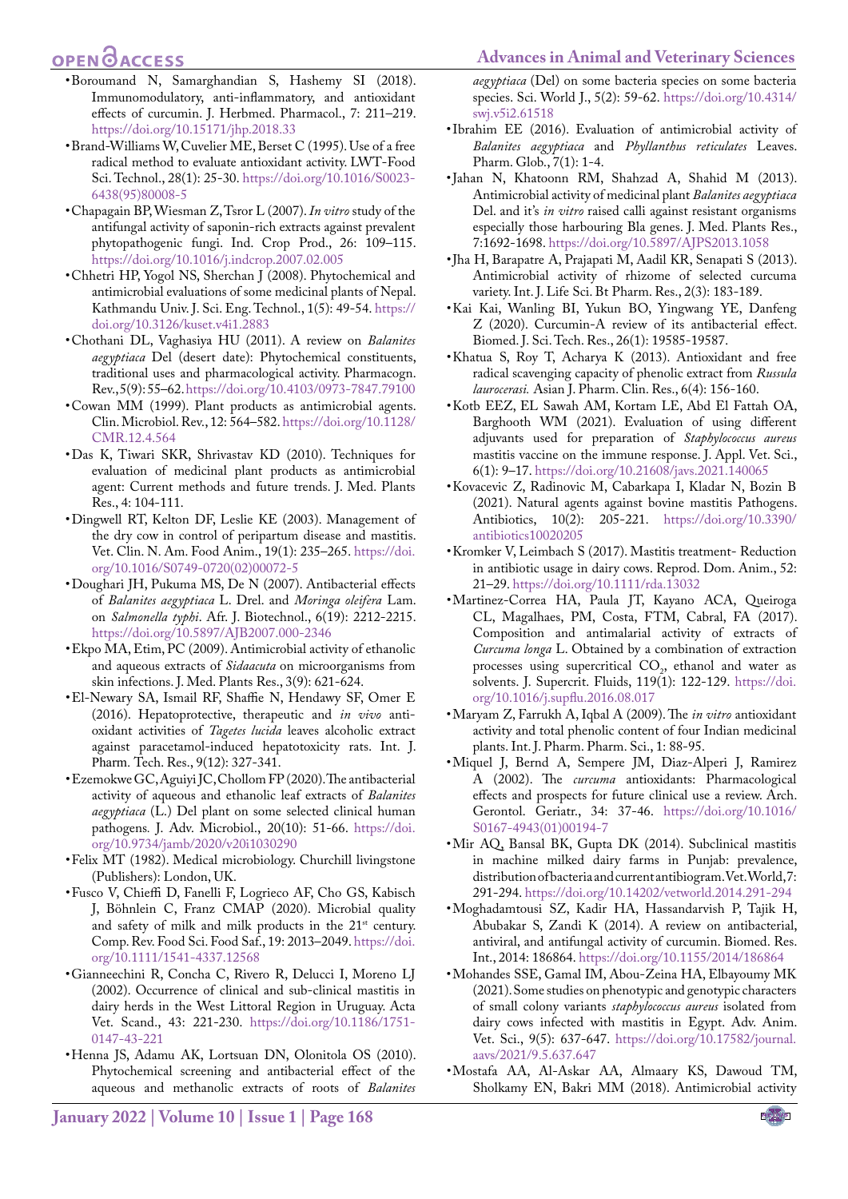- Boroumand N, Samarghandian S, Hashemy SI (2018). Immunomodulatory, anti-inflammatory, and antioxidant effects of curcumin. J. Herbmed. Pharmacol., 7: 211–219. https://doi.org/10.15171/jhp.2018.33
- Brand-Williams W, Cuvelier ME, Berset C (1995). Use of a free radical method to evaluate antioxidant activity. LWT-Food Sci. Technol., 28(1): 25-30. https://doi.org/10.1016/S0023-6438(95)80008-5
- Chapagain BP, Wiesman Z, Tsror L (2007). *In vitro* study of the antifungal activity of saponin-rich extracts against prevalent phytopathogenic fungi. Ind. Crop Prod., 26: 109–115. https://doi.org/10.1016/j.indcrop.2007.02.005
- Chhetri HP, Yogol NS, Sherchan J (2008). Phytochemical and antimicrobial evaluations of some medicinal plants of Nepal. Kathmandu Univ. J. Sci. Eng. Technol., 1(5): 49-54. https://doi.org/10.3126/kuset.v4i1.2883
- Chothani DL, Vaghasiya HU (2011). A review on *Balanites aegyptiaca* Del (desert date): Phytochemical constituents, traditional uses and pharmacological activity. Pharmacogn. Rev., 5(9): 55–62. https://doi.org/10.4103/0973-7847.79100
- Cowan MM (1999). Plant products as antimicrobial agents. Clin. Microbiol. Rev., 12: 564–582. https://doi.org/10.1128/CMR.12.4.564
- Das K, Tiwari SKR, Shrivastav KD (2010). Techniques for evaluation of medicinal plant products as antimicrobial agent: Current methods and future trends. J. Med. Plants Res., 4: 104-111.
- Dingwell RT, Kelton DF, Leslie KE (2003). Management of the dry cow in control of peripartum disease and mastitis. Vet. Clin. N. Am. Food Anim., 19(1): 235–265. https://doi.org/10.1016/S0749-0720(02)00072-5
- Doughari JH, Pukuma MS, De N (2007). Antibacterial effects of *Balanites aegyptiaca* L. Drel. and *Moringa oleifera* Lam. on *Salmonella typhi*. Afr. J. Biotechnol., 6(19): 2212-2215. https://doi.org/10.5897/AJB2007.000-2346
- Ekpo MA, Etim, PC (2009). Antimicrobial activity of ethanolic and aqueous extracts of *Sidaacuta* on microorganisms from skin infections. J. Med. Plants Res., 3(9): 621-624.
- El-Newary SA, Ismail RF, Shaffie N, Hendawy SF, Omer E (2016). Hepatoprotective, therapeutic and *in vivo* anti-oxidant activities of *Tagetes lucida* leaves alcoholic extract against paracetamol-induced hepatotoxicity rats. Int. J. Pharm. Tech. Res., 9(12): 327-341.
- Ezemokwe GC, Aguiyi JC, Chollom FP (2020). The antibacterial activity of aqueous and ethanolic leaf extracts of *Balanites aegyptiaca* (L.) Del plant on some selected clinical human pathogens. J. Adv. Microbiol., 20(10): 51-66. https://doi.org/10.9734/jamb/2020/v20i1030290
- Felix MT (1982). Medical microbiology. Churchill livingstone (Publishers): London, UK.
- Fusco V, Chieffi D, Fanelli F, Logrieco AF, Cho GS, Kabisch J, Böhnlein C, Franz CMAP (2020). Microbial quality and safety of milk and milk products in the 21st century. Comp. Rev. Food Sci. Food Saf., 19: 2013–2049. https://doi.org/10.1111/1541-4337.12568
- Gianneechini R, Concha C, Rivero R, Delucci I, Moreno LJ (2002). Occurrence of clinical and sub-clinical mastitis in dairy herds in the West Littoral Region in Uruguay. Acta Vet. Scand., 43: 221-230. https://doi.org/10.1186/1751-0147-43-221
- Henna JS, Adamu AK, Lortsuan DN, Olonitola OS (2010). Phytochemical screening and antibacterial effect of the aqueous and methanolic extracts of roots of *Balanites aegyptiaca* (Del) on some bacteria species on some bacteria species. Sci. World J., 5(2): 59-62. https://doi.org/10.4314/swj.v5i2.61518
- Ibrahim EE (2016). Evaluation of antimicrobial activity of *Balanites aegyptiaca* and *Phyllanthus reticulates* Leaves. Pharm. Glob., 7(1): 1-4.
- Jahan N, Khatoonn RM, Shahzad A, Shahid M (2013). Antimicrobial activity of medicinal plant *Balanites aegyptiaca* Del. and it's *in vitro* raised calli against resistant organisms especially those harbouring Bla genes. J. Med. Plants Res., 7:1692-1698. https://doi.org/10.5897/AJPS2013.1058
- Jha H, Barapatre A, Prajapati M, Aadil KR, Senapati S (2013). Antimicrobial activity of rhizome of selected curcuma variety. Int. J. Life Sci. Bt Pharm. Res., 2(3): 183-189.
- Kai Kai, Wanling BI, Yukun BO, Yingwang YE, Danfeng Z (2020). Curcumin-A review of its antibacterial effect. Biomed. J. Sci. Tech. Res., 26(1): 19585-19587.
- Khatua S, Roy T, Acharya K (2013). Antioxidant and free radical scavenging capacity of phenolic extract from *Russula laurocerasi.* Asian J. Pharm. Clin. Res., 6(4): 156-160.
- Kotb EEZ, EL Sawah AM, Kortam LE, Abd El Fattah OA, Barghooth WM (2021). Evaluation of using different adjuvants used for preparation of *Staphylococcus aureus* mastitis vaccine on the immune response. J. Appl. Vet. Sci., 6(1): 9–17. https://doi.org/10.21608/javs.2021.140065
- Kovacevic Z, Radinovic M, Cabarkapa I, Kladar N, Bozin B (2021). Natural agents against bovine mastitis Pathogens. Antibiotics, 10(2): 205-221. https://doi.org/10.3390/antibiotics10020205
- Kromker V, Leimbach S (2017). Mastitis treatment- Reduction in antibiotic usage in dairy cows. Reprod. Dom. Anim., 52: 21–29. https://doi.org/10.1111/rda.13032
- Martinez-Correa HA, Paula JT, Kayano ACA, Queiroga CL, Magalhaes, PM, Costa, FTM, Cabral, FA (2017). Composition and antimalarial activity of extracts of *Curcuma longa* L. Obtained by a combination of extraction processes using supercritical $CO_2$, ethanol and water as solvents. J. Supercrit. Fluids, 119(1): 122-129. https://doi.org/10.1016/j.supflu.2016.08.017
- Maryam Z, Farrukh A, Iqbal A (2009). The *in vitro* antioxidant activity and total phenolic content of four Indian medicinal plants. Int. J. Pharm. Pharm. Sci., 1: 88-95.
- Miquel J, Bernd A, Sempere JM, Diaz-Alperi J, Ramirez A (2002). The *curcuma* antioxidants: Pharmacological effects and prospects for future clinical use a review. Arch. Gerontol. Geriatr., 34: 37-46. https://doi.org/10.1016/S0167-4943(01)00194-7
- Mir AQ, Bansal BK, Gupta DK (2014). Subclinical mastitis in machine milked dairy farms in Punjab: prevalence, distribution of bacteria and current antibiogram. Vet. World, 7: 291-294. https://doi.org/10.14202/vetworld.2014.291-294
- Moghadamtousi SZ, Kadir HA, Hassandarvish P, Tajik H, Abubakar S, Zandi K (2014). A review on antibacterial, antiviral, and antifungal activity of curcumin. Biomed. Res. Int., 2014: 186864. https://doi.org/10.1155/2014/186864
- Mohandes SSE, Gamal IM, Abou-Zeina HA, Elbayoumy MK (2021). Some studies on phenotypic and genotypic characters of small colony variants *staphylococcus aureus* isolated from dairy cows infected with mastitis in Egypt. Adv. Anim. Vet. Sci., 9(5): 637-647. https://doi.org/10.17582/journal.aavs/2021/9.5.637.647
- Mostafa AA, Al-Askar AA, Almaary KS, Dawoud TM, Sholkamy EN, Bakri MM (2018). Antimicrobial activity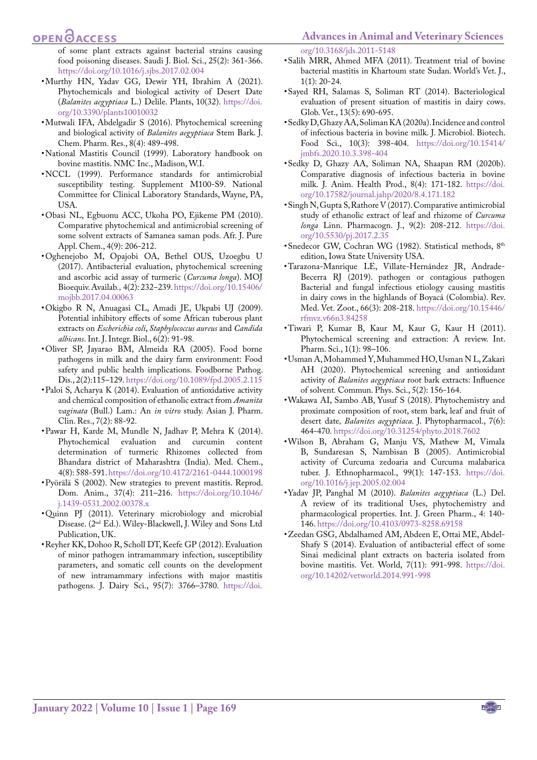of some plant extracts against bacterial strains causing food poisoning diseases. Saudi J. Biol. Sci., 25(2): 361-366. https://doi.org/10.1016/j.sjbs.2017.02.004

- Murthy HN, Yadav GG, Dewir YH, Ibrahim A (2021). Phytochemicals and biological activity of Desert Date (*Balanites aegyptiaca* L.) Delile. Plants, 10(32). https://doi.org/10.3390/plants10010032
- Mutwali IFA, Abdelgadir S (2016). Phytochemical screening and biological activity of *Balanites aegyptiaca* Stem Bark. J. Chem. Pharm. Res., 8(4): 489-498.
- National Mastitis Council (1999). Laboratory handbook on bovine mastitis. NMC Inc., Madison, W.I.
- NCCL (1999). Performance standards for antimicrobial susceptibility testing. Supplement M100-S9. National Committee for Clinical Laboratory Standards, Wayne, PA, USA.
- Obasi NL, Egbuonu ACC, Ukoha PO, Ejikeme PM (2010). Comparative phytochemical and antimicrobial screening of some solvent extracts of Samanea saman pods. Afr. J. Pure Appl. Chem., 4(9): 206-212.
- Oghenejobo M, Opajobi OA, Bethel OUS, Uzoegbu U (2017). Antibacterial evaluation, phytochemical screening and ascorbic acid assay of turmeric (*Curcuma longa*). MOJ Bioequiv. Availab., 4(2): 232–239. https://doi.org/10.15406/mojbb.2017.04.00063
- Okigbo R N, Anuagasi CL, Amadi JE, Ukpabi UJ (2009). Potential inhibitory effects of some African tuberous plant extracts on *Escherichia coli*, *Staphylococcus aureus* and *Candida albicans*. Int. J. Integr. Biol., 6(2): 91-98.
- Oliver SP, Jayarao BM, Almeida RA (2005). Food borne pathogens in milk and the dairy farm environment: Food safety and public health implications. Foodborne Pathog. Dis., 2(2):115–129. https://doi.org/10.1089/fpd.2005.2.115
- Paloi S, Acharya K (2014). Evaluation of antioxidative activity and chemical composition of ethanolic extract from *Amanita vaginata* (Bull.) Lam.: An *in vitro* study. Asian J. Pharm. Clin. Res., 7(2): 88-92.
- Pawar H, Karde M, Mundle N, Jadhav P, Mehra K (2014). Phytochemical evaluation and curcumin content determination of turmeric Rhizomes collected from Bhandara district of Maharashtra (India). Med. Chem., 4(8): 588-591. https://doi.org/10.4172/2161-0444.1000198
- Pyörälä S (2002). New strategies to prevent mastitis. Reprod. Dom. Anim., 37(4): 211–216. https://doi.org/10.1046/j.1439-0531.2002.00378.x
- Quinn PJ (2011). Veterinary microbiology and microbial Disease. (2nd Ed.). Wiley-Blackwell, J. Wiley and Sons Ltd Publication, UK.
- Reyher KK, Dohoo R, Scholl DT, Keefe GP (2012). Evaluation of minor pathogen intramammary infection, susceptibility parameters, and somatic cell counts on the development of new intramammary infections with major mastitis pathogens. J. Dairy Sci., 95(7): 3766–3780. https://doi.org/10.3168/jds.2011-5148
- Salih MRR, Ahmed MFA (2011). Treatment trial of bovine bacterial mastitis in Khartoum state Sudan. World's Vet. J., 1(1): 20-24.
- Sayed RH, Salamas S, Soliman RT (2014). Bacteriological evaluation of present situation of mastitis in dairy cows. Glob. Vet., 13(5): 690-695.
- Sedky D, Ghazy AA, Soliman KA (2020a). Incidence and control of infectious bacteria in bovine milk. J. Microbiol. Biotech. Food Sci., 10(3): 398-404. https://doi.org/10.15414/jmbfs.2020.10.3.398-404
- Sedky D, Ghazy AA, Soliman NA, Shaapan RM (2020b). Comparative diagnosis of infectious bacteria in bovine milk. J. Anim. Health Prod., 8(4): 171-182. https://doi.org/10.17582/journal.jahp/2020/8.4.171.182
- Singh N, Gupta S, Rathore V (2017). Comparative antimicrobial study of ethanolic extract of leaf and rhizome of *Curcuma longa* Linn. Pharmacogn. J., 9(2): 208-212. https://doi.org/10.5530/pj.2017.2.35
- Snedecor GW, Cochran WG (1982). Statistical methods, 8th edition, Iowa State University USA.
- Tarazona-Manrique LE, Villate-Hernández JR, Andrade-Becerra RJ (2019). pathogen or contagious pathogen Bacterial and fungal infectious etiology causing mastitis in dairy cows in the highlands of Boyacá (Colombia). Rev. Med. Vet. Zoot., 66(3): 208-218. https://doi.org/10.15446/rfmvz.v66n3.84258
- Tiwari P, Kumar B, Kaur M, Kaur G, Kaur H (2011). Phytochemical screening and extraction: A review. Int. Pharm. Sci., 1(1): 98–106.
- Usman A, Mohammed Y, Muhammed HO, Usman N L, Zakari AH (2020). Phytochemical screening and antioxidant activity of *Balanites aegyptiaca* root bark extracts: Influence of solvent. Commun. Phys. Sci., 5(2): 156-164.
- Wakawa AI, Sambo AB, Yusuf S (2018). Phytochemistry and proximate composition of root, stem bark, leaf and fruit of desert date, *Balanites aegyptiaca*. J. Phytopharmacol., 7(6): 464-470. https://doi.org/10.31254/phyto.2018.7602
- Wilson B, Abraham G, Manju VS, Mathew M, Vimala B, Sundaresan S, Nambisan B (2005). Antimicrobial activity of Curcuma zedoaria and Curcuma malabarica tuber. J. Ethnopharmacol., 99(1): 147-153. https://doi.org/10.1016/j.jep.2005.02.004
- Yadav JP, Panghal M (2010). *Balanites aegyptiaca* (L.) Del. A review of its traditional Uses, phytochemistry and pharmacological properties. Int. J. Green Pharm., 4: 140-146. https://doi.org/10.4103/0973-8258.69158
- Zeedan GSG, Abdalhamed AM, Abdeen E, Ottai ME, Abdel-Shafy S (2014). Evaluation of antibacterial effect of some Sinai medicinal plant extracts on bacteria isolated from bovine mastitis. Vet. World, 7(11): 991-998. https://doi.org/10.14202/vetworld.2014.991-998